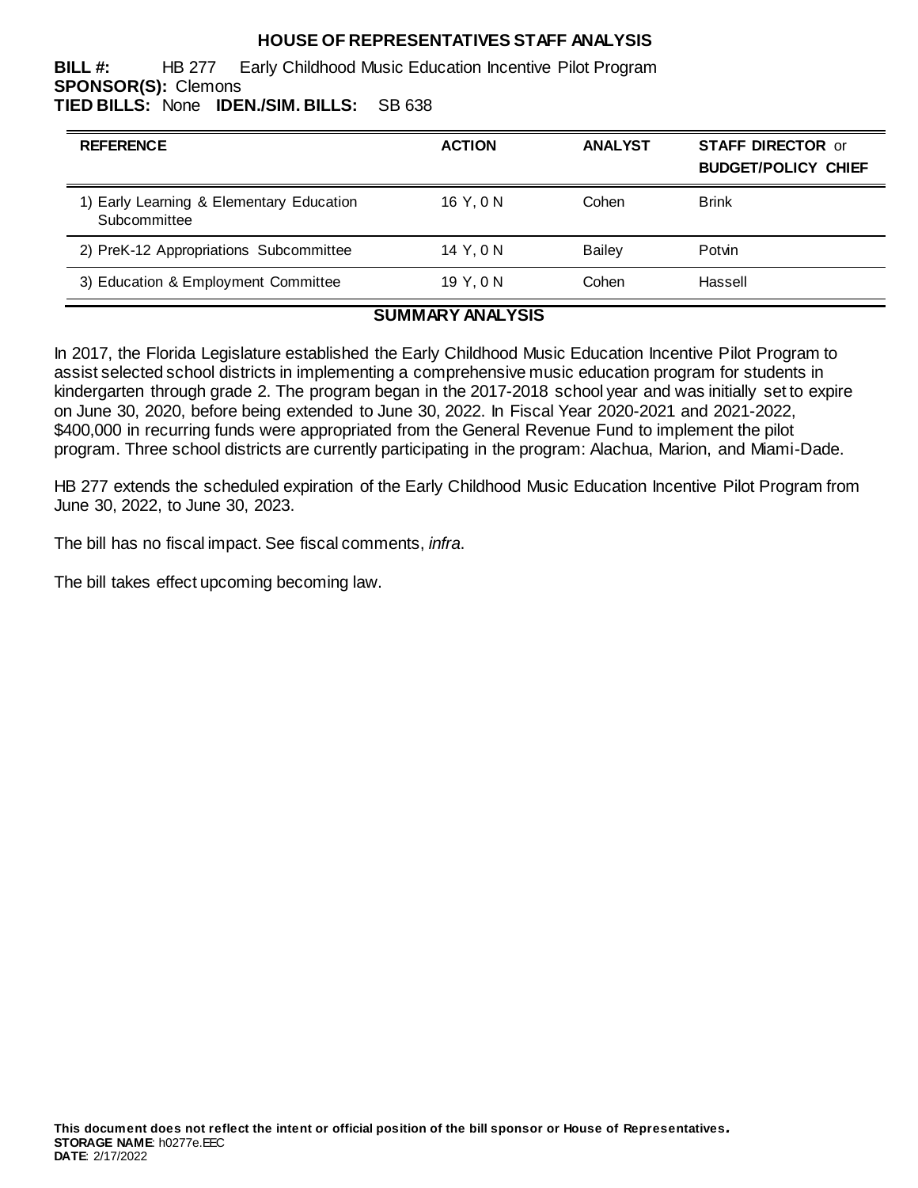# HOUSE OF REPRESENTATIVES STAFF ANALYSIS

**BILL #:** HB 277 Early Childhood Music Education Incentive Pilot Program
**SPONSOR(S):** Clemons
**TIED BILLS:** None **IDEN./SIM. BILLS:** SB 638

| REFERENCE | ACTION | ANALYST | STAFF DIRECTOR or BUDGET/POLICY CHIEF |
|---|---|---|---|
| 1) Early Learning & Elementary Education Subcommittee | 16 Y, 0 N | Cohen | Brink |
| 2) PreK-12 Appropriations Subcommittee | 14 Y, 0 N | Bailey | Potvin |
| 3) Education & Employment Committee | 19 Y, 0 N | Cohen | Hassell |

## SUMMARY ANALYSIS

In 2017, the Florida Legislature established the Early Childhood Music Education Incentive Pilot Program to assist selected school districts in implementing a comprehensive music education program for students in kindergarten through grade 2. The program began in the 2017-2018 school year and was initially set to expire on June 30, 2020, before being extended to June 30, 2022. In Fiscal Year 2020-2021 and 2021-2022, $400,000 in recurring funds were appropriated from the General Revenue Fund to implement the pilot program. Three school districts are currently participating in the program: Alachua, Marion, and Miami-Dade.

HB 277 extends the scheduled expiration of the Early Childhood Music Education Incentive Pilot Program from June 30, 2022, to June 30, 2023.

The bill has no fiscal impact. See fiscal comments, *infra*.

The bill takes effect upcoming becoming law.

**This document does not reflect the intent or official position of the bill sponsor or House of Representatives.**
**STORAGE NAME**: h0277e.EEC
**DATE**: 2/17/2022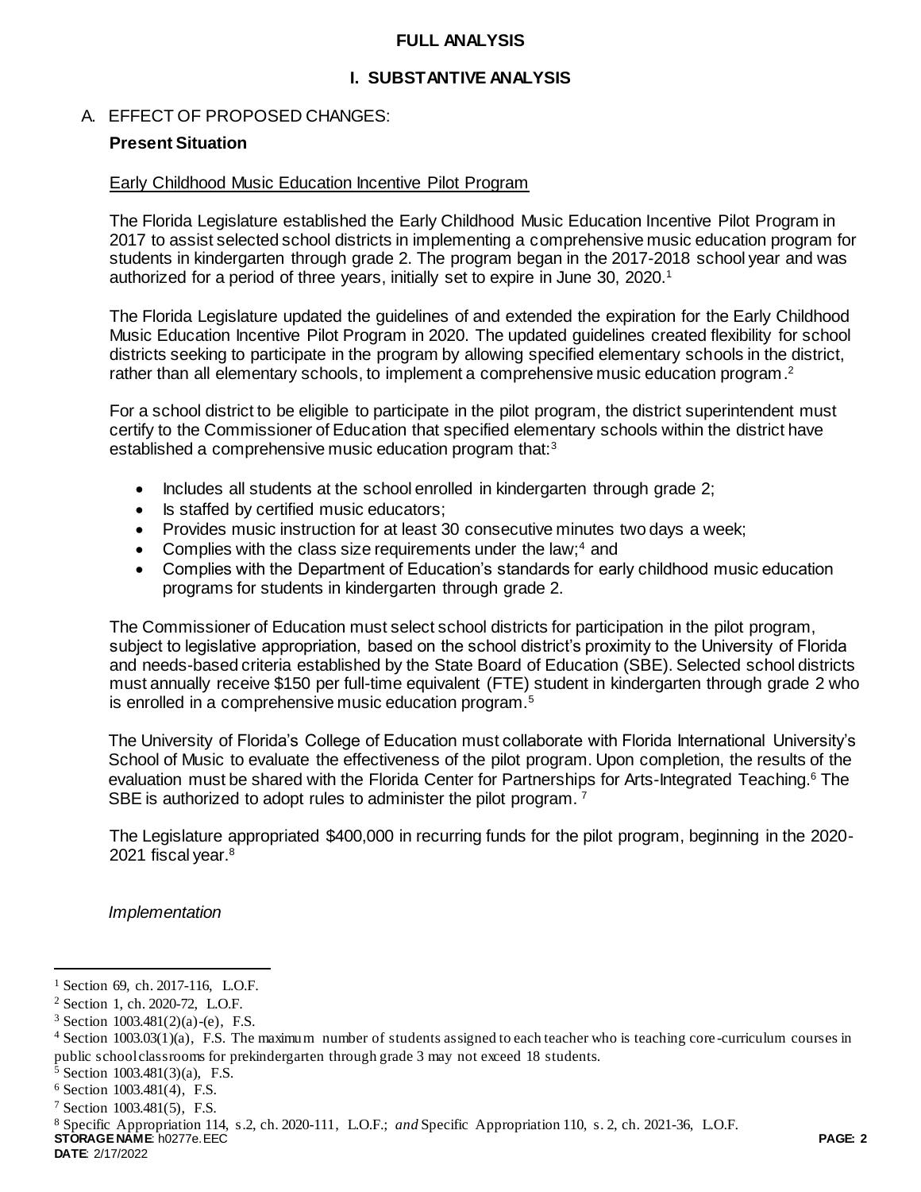# FULL ANALYSIS

## I. SUBSTANTIVE ANALYSIS

### A. EFFECT OF PROPOSED CHANGES:

**Present Situation**

Early Childhood Music Education Incentive Pilot Program

The Florida Legislature established the Early Childhood Music Education Incentive Pilot Program in 2017 to assist selected school districts in implementing a comprehensive music education program for students in kindergarten through grade 2. The program began in the 2017-2018 school year and was authorized for a period of three years, initially set to expire in June 30, 2020.[1]

The Florida Legislature updated the guidelines of and extended the expiration for the Early Childhood Music Education Incentive Pilot Program in 2020. The updated guidelines created flexibility for school districts seeking to participate in the program by allowing specified elementary schools in the district, rather than all elementary schools, to implement a comprehensive music education program.[2]

For a school district to be eligible to participate in the pilot program, the district superintendent must certify to the Commissioner of Education that specified elementary schools within the district have established a comprehensive music education program that:[3]

- Includes all students at the school enrolled in kindergarten through grade 2;
- Is staffed by certified music educators;
- Provides music instruction for at least 30 consecutive minutes two days a week;
- Complies with the class size requirements under the law;[4] and
- Complies with the Department of Education's standards for early childhood music education programs for students in kindergarten through grade 2.

The Commissioner of Education must select school districts for participation in the pilot program, subject to legislative appropriation, based on the school district's proximity to the University of Florida and needs-based criteria established by the State Board of Education (SBE). Selected school districts must annually receive $150 per full-time equivalent (FTE) student in kindergarten through grade 2 who is enrolled in a comprehensive music education program.[5]

The University of Florida's College of Education must collaborate with Florida International University's School of Music to evaluate the effectiveness of the pilot program. Upon completion, the results of the evaluation must be shared with the Florida Center for Partnerships for Arts-Integrated Teaching.[6] The SBE is authorized to adopt rules to administer the pilot program.[7]

The Legislature appropriated $400,000 in recurring funds for the pilot program, beginning in the 2020-2021 fiscal year.[8]

*Implementation*

---

[1] Section 69, ch. 2017-116, L.O.F.

[2] Section 1, ch. 2020-72, L.O.F.

[3] Section 1003.481(2)(a)-(e), F.S.

[4] Section 1003.03(1)(a), F.S. The maximum number of students assigned to each teacher who is teaching core-curriculum courses in public school classrooms for prekindergarten through grade 3 may not exceed 18 students.

[5] Section 1003.481(3)(a), F.S.

[6] Section 1003.481(4), F.S.

[7] Section 1003.481(5), F.S.

[8] Specific Appropriation 114, s.2, ch. 2020-111, L.O.F.; *and* Specific Appropriation 110, s. 2, ch. 2021-36, L.O.F.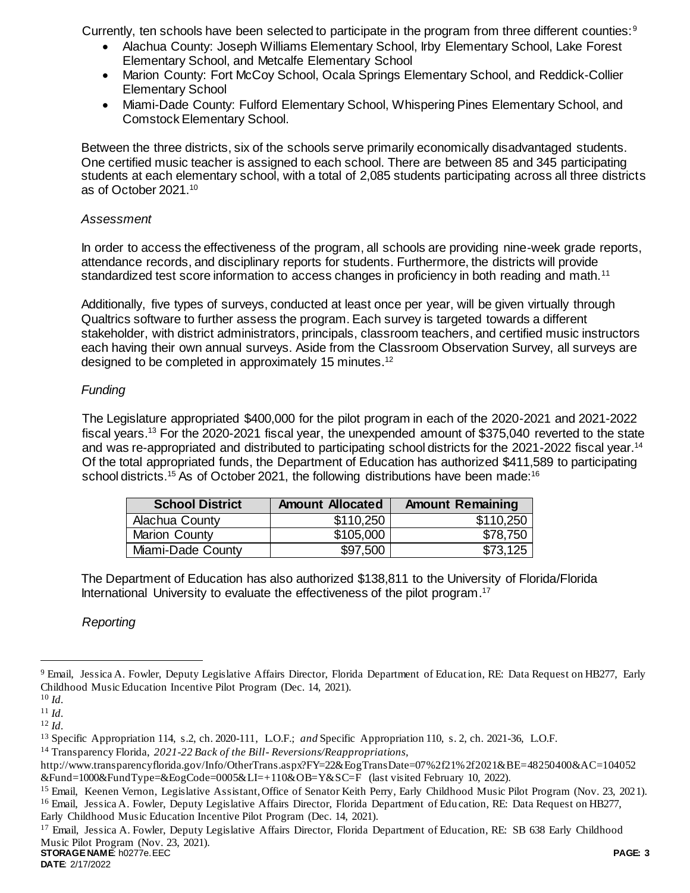Currently, ten schools have been selected to participate in the program from three different counties:[9]

- Alachua County: Joseph Williams Elementary School, Irby Elementary School, Lake Forest Elementary School, and Metcalfe Elementary School
- Marion County: Fort McCoy School, Ocala Springs Elementary School, and Reddick-Collier Elementary School
- Miami-Dade County: Fulford Elementary School, Whispering Pines Elementary School, and Comstock Elementary School.

Between the three districts, six of the schools serve primarily economically disadvantaged students. One certified music teacher is assigned to each school. There are between 85 and 345 participating students at each elementary school, with a total of 2,085 students participating across all three districts as of October 2021.[10]

*Assessment*

In order to access the effectiveness of the program, all schools are providing nine-week grade reports, attendance records, and disciplinary reports for students. Furthermore, the districts will provide standardized test score information to access changes in proficiency in both reading and math.[11]

Additionally, five types of surveys, conducted at least once per year, will be given virtually through Qualtrics software to further assess the program. Each survey is targeted towards a different stakeholder, with district administrators, principals, classroom teachers, and certified music instructors each having their own annual surveys. Aside from the Classroom Observation Survey, all surveys are designed to be completed in approximately 15 minutes.[12]

*Funding*

The Legislature appropriated $400,000 for the pilot program in each of the 2020-2021 and 2021-2022 fiscal years.[13] For the 2020-2021 fiscal year, the unexpended amount of $375,040 reverted to the state and was re-appropriated and distributed to participating school districts for the 2021-2022 fiscal year.[14] Of the total appropriated funds, the Department of Education has authorized $411,589 to participating school districts.[15] As of October 2021, the following distributions have been made:[16]

| School District | Amount Allocated | Amount Remaining |
|---|---:|---:|
| Alachua County | $110,250 | $110,250 |
| Marion County | $105,000 | $78,750 |
| Miami-Dade County | $97,500 | $73,125 |

The Department of Education has also authorized $138,811 to the University of Florida/Florida International University to evaluate the effectiveness of the pilot program.[17]

*Reporting*

---

[9] Email, Jessica A. Fowler, Deputy Legislative Affairs Director, Florida Department of Education, RE: Data Request on HB277, Early Childhood Music Education Incentive Pilot Program (Dec. 14, 2021).

[10] *Id.*

[11] *Id.*

[12] *Id.*

[13] Specific Appropriation 114, s.2, ch. 2020-111, L.O.F.; *and* Specific Appropriation 110, s. 2, ch. 2021-36, L.O.F.

[14] Transparency Florida, *2021-22 Back of the Bill- Reversions/Reappropriations,* http://www.transparencyflorida.gov/Info/OtherTrans.aspx?FY=22&EogTransDate=07%2f21%2f2021&BE=48250400&AC=104052&Fund=1000&FundType=&EogCode=0005&LI=+110&OB=Y&SC=F (last visited February 10, 2022).

[15] Email, Keenen Vernon, Legislative Assistant, Office of Senator Keith Perry, Early Childhood Music Pilot Program (Nov. 23, 2021).

[16] Email, Jessica A. Fowler, Deputy Legislative Affairs Director, Florida Department of Education, RE: Data Request on HB277, Early Childhood Music Education Incentive Pilot Program (Dec. 14, 2021).

[17] Email, Jessica A. Fowler, Deputy Legislative Affairs Director, Florida Department of Education, RE: SB 638 Early Childhood Music Pilot Program (Nov. 23, 2021).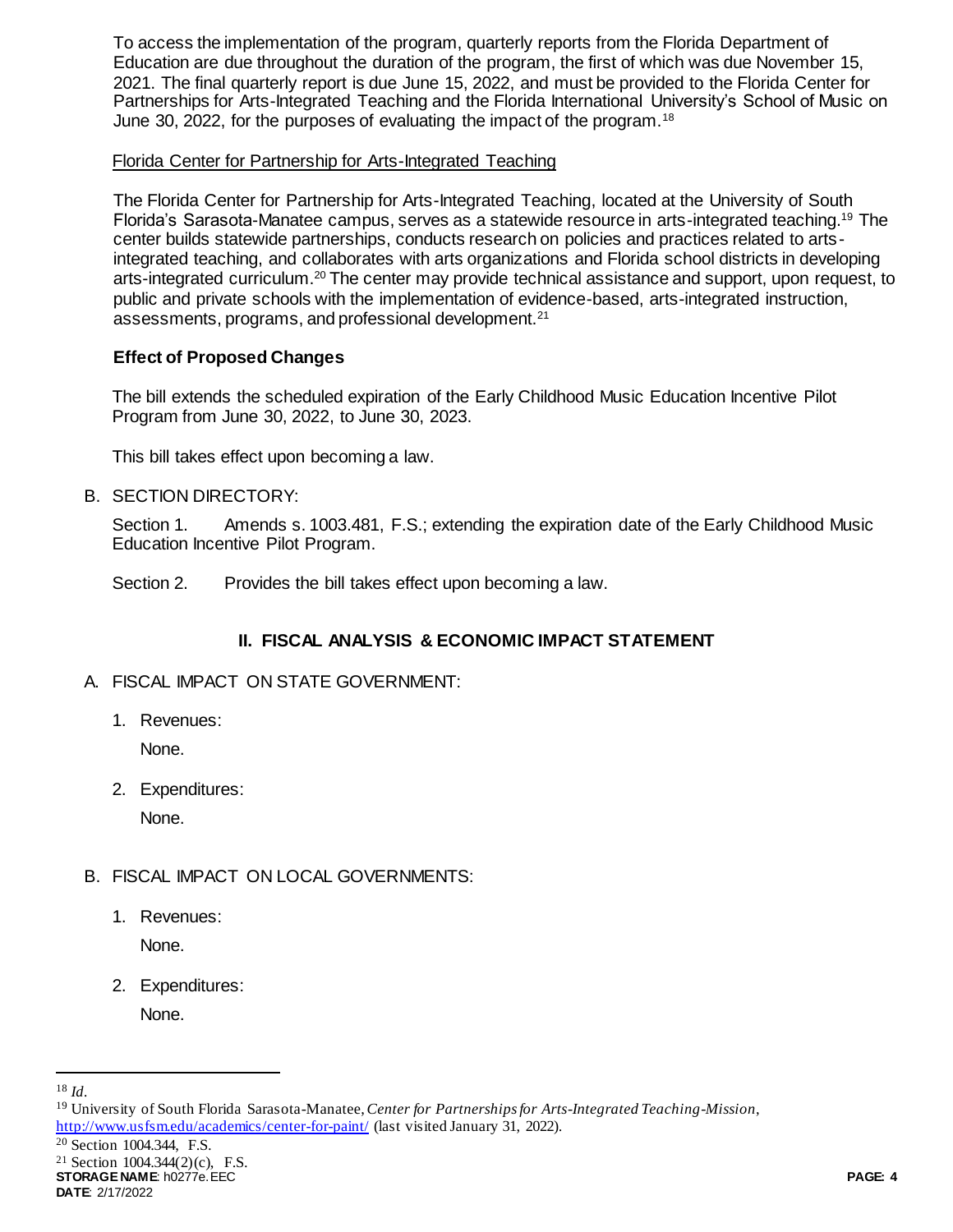To access the implementation of the program, quarterly reports from the Florida Department of Education are due throughout the duration of the program, the first of which was due November 15, 2021. The final quarterly report is due June 15, 2022, and must be provided to the Florida Center for Partnerships for Arts-Integrated Teaching and the Florida International University's School of Music on June 30, 2022, for the purposes of evaluating the impact of the program.[18]

Florida Center for Partnership for Arts-Integrated Teaching

The Florida Center for Partnership for Arts-Integrated Teaching, located at the University of South Florida's Sarasota-Manatee campus, serves as a statewide resource in arts-integrated teaching.[19] The center builds statewide partnerships, conducts research on policies and practices related to arts-integrated teaching, and collaborates with arts organizations and Florida school districts in developing arts-integrated curriculum.[20] The center may provide technical assistance and support, upon request, to public and private schools with the implementation of evidence-based, arts-integrated instruction, assessments, programs, and professional development.[21]

**Effect of Proposed Changes**

The bill extends the scheduled expiration of the Early Childhood Music Education Incentive Pilot Program from June 30, 2022, to June 30, 2023.

This bill takes effect upon becoming a law.

B. SECTION DIRECTORY:

Section 1. Amends s. 1003.481, F.S.; extending the expiration date of the Early Childhood Music Education Incentive Pilot Program.

Section 2. Provides the bill takes effect upon becoming a law.

## II. FISCAL ANALYSIS & ECONOMIC IMPACT STATEMENT

A. FISCAL IMPACT ON STATE GOVERNMENT:

1. Revenues:

   None.

2. Expenditures:

   None.

B. FISCAL IMPACT ON LOCAL GOVERNMENTS:

1. Revenues:

   None.

2. Expenditures:

   None.

---

[18] *Id*.

[19] University of South Florida Sarasota-Manatee, *Center for Partnerships for Arts-Integrated Teaching-Mission*, http://www.usfsm.edu/academics/center-for-paint/ (last visited January 31, 2022).

[20] Section 1004.344, F.S.

[21] Section 1004.344(2)(c), F.S.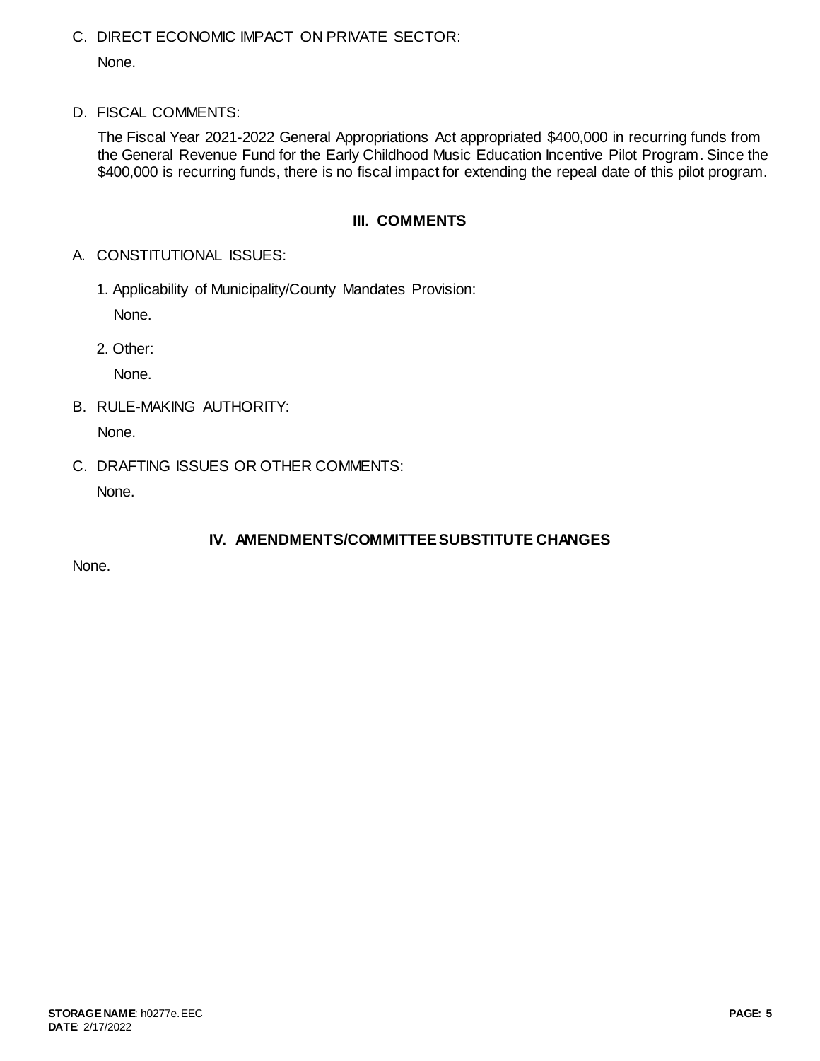C. DIRECT ECONOMIC IMPACT ON PRIVATE SECTOR:

None.

D. FISCAL COMMENTS:

The Fiscal Year 2021-2022 General Appropriations Act appropriated $400,000 in recurring funds from the General Revenue Fund for the Early Childhood Music Education Incentive Pilot Program. Since the $400,000 is recurring funds, there is no fiscal impact for extending the repeal date of this pilot program.

## III. COMMENTS

A. CONSTITUTIONAL ISSUES:

1. Applicability of Municipality/County Mandates Provision:

   None.

2. Other:

   None.

B. RULE-MAKING AUTHORITY:

None.

C. DRAFTING ISSUES OR OTHER COMMENTS:

None.

## IV. AMENDMENTS/COMMITTEE SUBSTITUTE CHANGES

None.